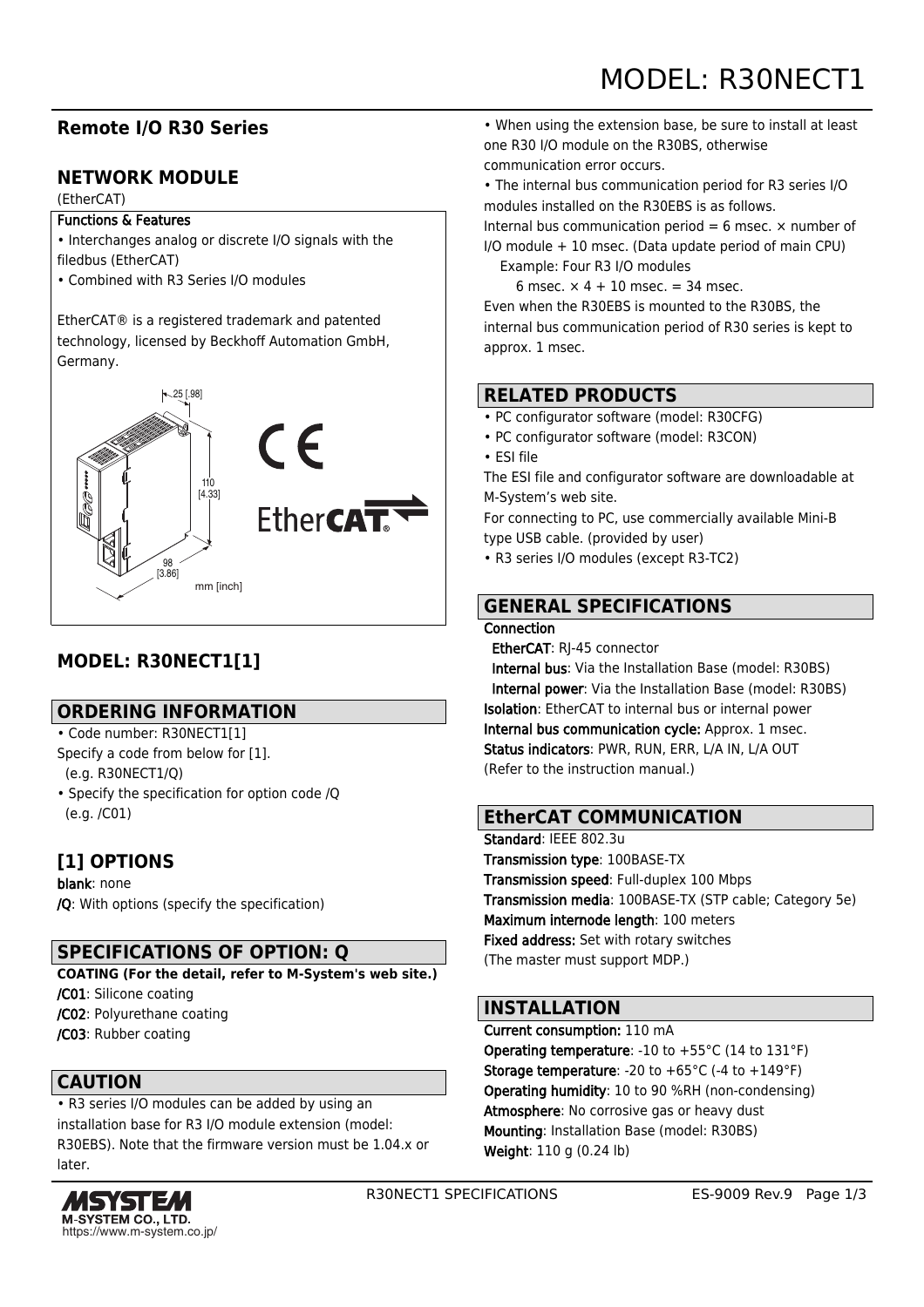# MODEL: R30NECT1

## Remote I/O R30 Series

## NETWORK MODULE

(EtherCAT)

**Functions & Features**

- Interchanges analog or discrete I/O signals with the filedbus (EtherCAT)
- Combined with R3 Series I/O modules

EtherCAT® is a registered trademark and patented technology, licensed by Beckhoff Automation GmbH, Germany.

mm [inch]

## MODEL: R30NECT1[1]

## ORDERING INFORMATION

- Code number: R30NECT1[1]

Specify a code from below for [1].
(e.g. R30NECT1/Q)

- Specify the specification for option code /Q
(e.g. /C01)

## [1] OPTIONS

**blank**: none
**/Q**: With options (specify the specification)

## SPECIFICATIONS OF OPTION: Q

**COATING (For the detail, refer to M-System's web site.)**
**/C01**: Silicone coating
**/C02**: Polyurethane coating
**/C03**: Rubber coating

## CAUTION

- R3 series I/O modules can be added by using an installation base for R3 I/O module extension (model: R30EBS). Note that the firmware version must be 1.04.x or later.
- When using the extension base, be sure to install at least one R30 I/O module on the R30BS, otherwise communication error occurs.
- The internal bus communication period for R3 series I/O modules installed on the R30EBS is as follows.

Internal bus communication period = 6 msec. × number of I/O module + 10 msec. (Data update period of main CPU)
Example: Four R3 I/O modules
6 msec. × 4 + 10 msec. = 34 msec.

Even when the R30EBS is mounted to the R30BS, the internal bus communication period of R30 series is kept to approx. 1 msec.

## RELATED PRODUCTS

- PC configurator software (model: R30CFG)
- PC configurator software (model: R3CON)
- ESI file

The ESI file and configurator software are downloadable at M-System's web site.
For connecting to PC, use commercially available Mini-B type USB cable. (provided by user)

- R3 series I/O modules (except R3-TC2)

## GENERAL SPECIFICATIONS

**Connection**
**EtherCAT**: RJ-45 connector
**Internal bus**: Via the Installation Base (model: R30BS)
**Internal power**: Via the Installation Base (model: R30BS)
**Isolation**: EtherCAT to internal bus or internal power
**Internal bus communication cycle:** Approx. 1 msec.
**Status indicators**: PWR, RUN, ERR, L/A IN, L/A OUT
(Refer to the instruction manual.)

## EtherCAT COMMUNICATION

**Standard**: IEEE 802.3u
**Transmission type**: 100BASE-TX
**Transmission speed**: Full-duplex 100 Mbps
**Transmission media**: 100BASE-TX (STP cable; Category 5e)
**Maximum internode length**: 100 meters
**Fixed address:** Set with rotary switches
(The master must support MDP.)

## INSTALLATION

**Current consumption:** 110 mA
**Operating temperature**: -10 to +55°C (14 to 131°F)
**Storage temperature**: -20 to +65°C (-4 to +149°F)
**Operating humidity**: 10 to 90 %RH (non-condensing)
**Atmosphere**: No corrosive gas or heavy dust
**Mounting**: Installation Base (model: R30BS)
**Weight**: 110 g (0.24 lb)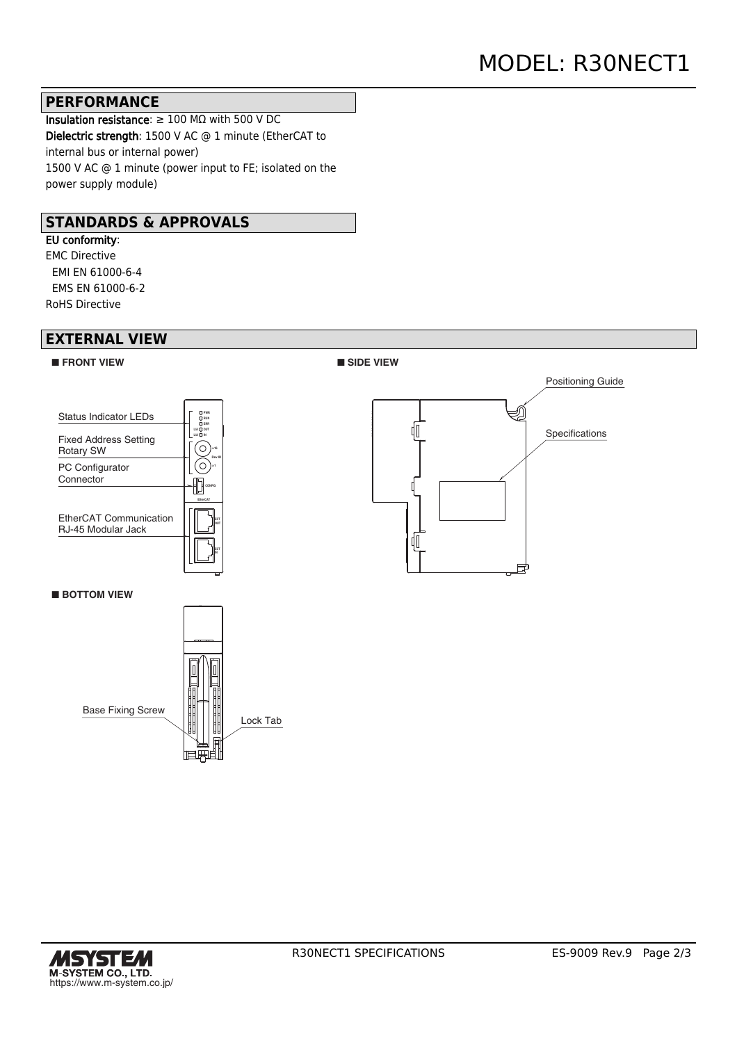## PERFORMANCE

**Insulation resistance**: ≥ 100 MΩ with 500 V DC
**Dielectric strength**: 1500 V AC @ 1 minute (EtherCAT to internal bus or internal power)
1500 V AC @ 1 minute (power input to FE; isolated on the power supply module)

## STANDARDS & APPROVALS

**EU conformity**:
EMC Directive
  EMI EN 61000-6-4
  EMS EN 61000-6-2
RoHS Directive

## EXTERNAL VIEW

■ **FRONT VIEW**

Status Indicator LEDs
Fixed Address Setting Rotary SW
PC Configurator Connector
EtherCAT Communication RJ-45 Modular Jack

■ **SIDE VIEW**

Positioning Guide
Specifications

■ **BOTTOM VIEW**

Base Fixing Screw
Lock Tab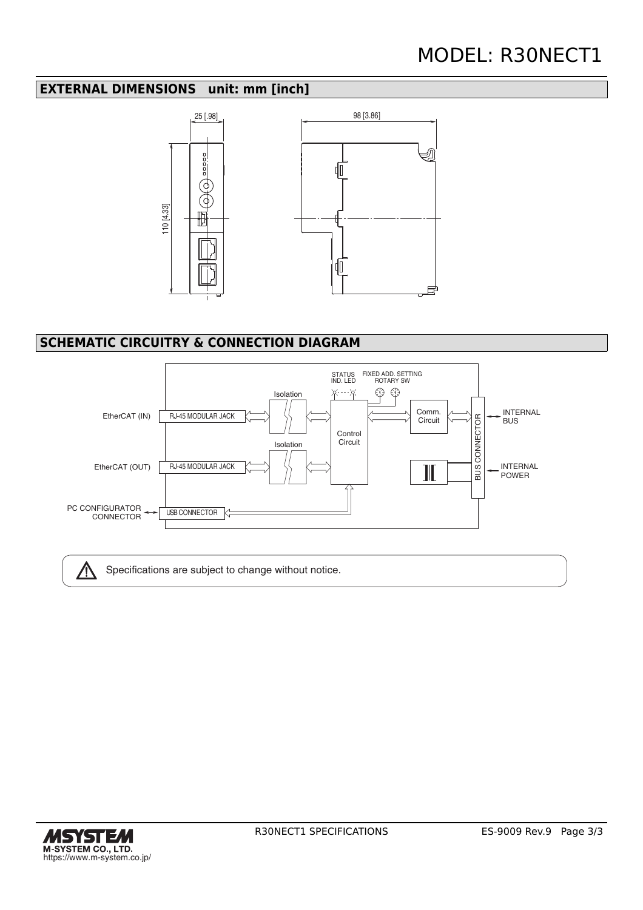## EXTERNAL DIMENSIONS unit: mm [inch]

25 [.98]

98 [3.86]

110 [4.33]

## SCHEMATIC CIRCUITRY & CONNECTION DIAGRAM

STATUS IND. LED

FIXED ADD. SETTING ROTARY SW

Isolation

EtherCAT (IN)

RJ-45 MODULAR JACK

Control Circuit

Comm. Circuit

BUS CONNECTOR

INTERNAL BUS

Isolation

EtherCAT (OUT)

RJ-45 MODULAR JACK

INTERNAL POWER

PC CONFIGURATOR CONNECTOR

USB CONNECTOR

⚠ Specifications are subject to change without notice.